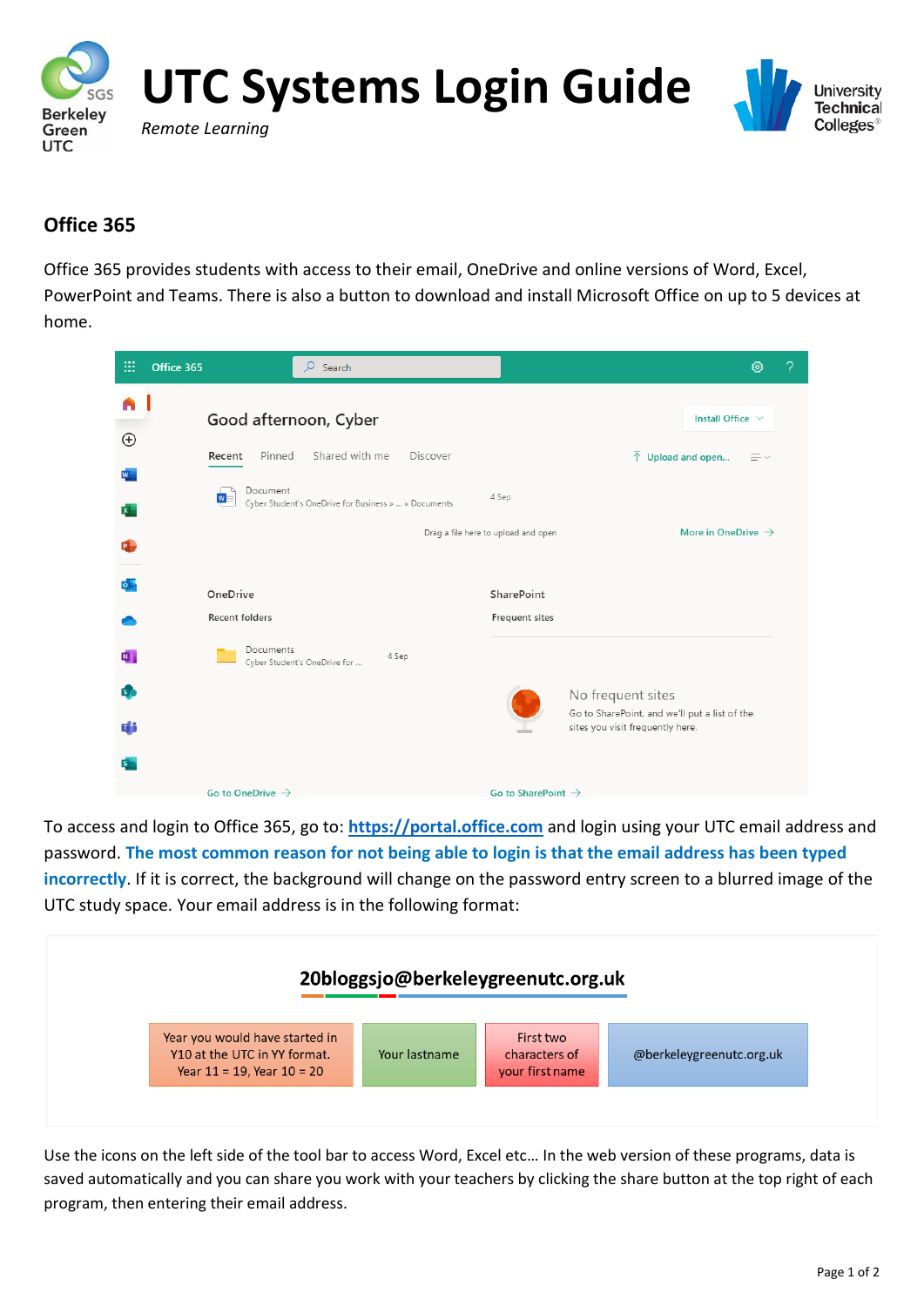# UTC Systems Login Guide

*Remote Learning*

## Office 365

Office 365 provides students with access to their email, OneDrive and online versions of Word, Excel, PowerPoint and Teams. There is also a button to download and install Microsoft Office on up to 5 devices at home.

To access and login to Office 365, go to: **https://portal.office.com** and login using your UTC email address and password. **The most common reason for not being able to login is that the email address has been typed incorrectly**. If it is correct, the background will change on the password entry screen to a blurred image of the UTC study space. Your email address is in the following format:

**20bloggsjo@berkeleygreenutc.org.uk**

| 20 | bloggs | jo | @berkeleygreenutc.org.uk |
|---|---|---|---|
| Year you would have started in Y10 at the UTC in YY format. Year 11 = 19, Year 10 = 20 | Your lastname | First two characters of your first name | @berkeleygreenutc.org.uk |

Use the icons on the left side of the tool bar to access Word, Excel etc… In the web version of these programs, data is saved automatically and you can share you work with your teachers by clicking the share button at the top right of each program, then entering their email address.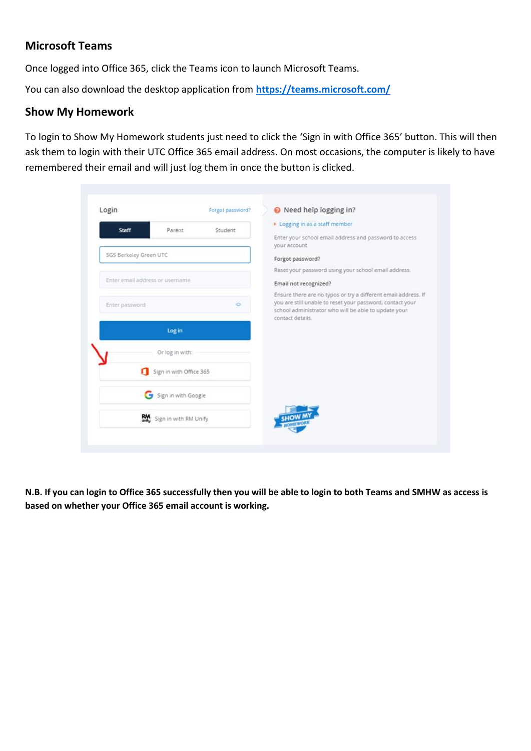## Microsoft Teams

Once logged into Office 365, click the Teams icon to launch Microsoft Teams.

You can also download the desktop application from [https://teams.microsoft.com/](https://teams.microsoft.com/)

## Show My Homework

To login to Show My Homework students just need to click the 'Sign in with Office 365' button. This will then ask them to login with their UTC Office 365 email address. On most occasions, the computer is likely to have remembered their email and will just log them in once the button is clicked.

**N.B. If you can login to Office 365 successfully then you will be able to login to both Teams and SMHW as access is based on whether your Office 365 email account is working.**